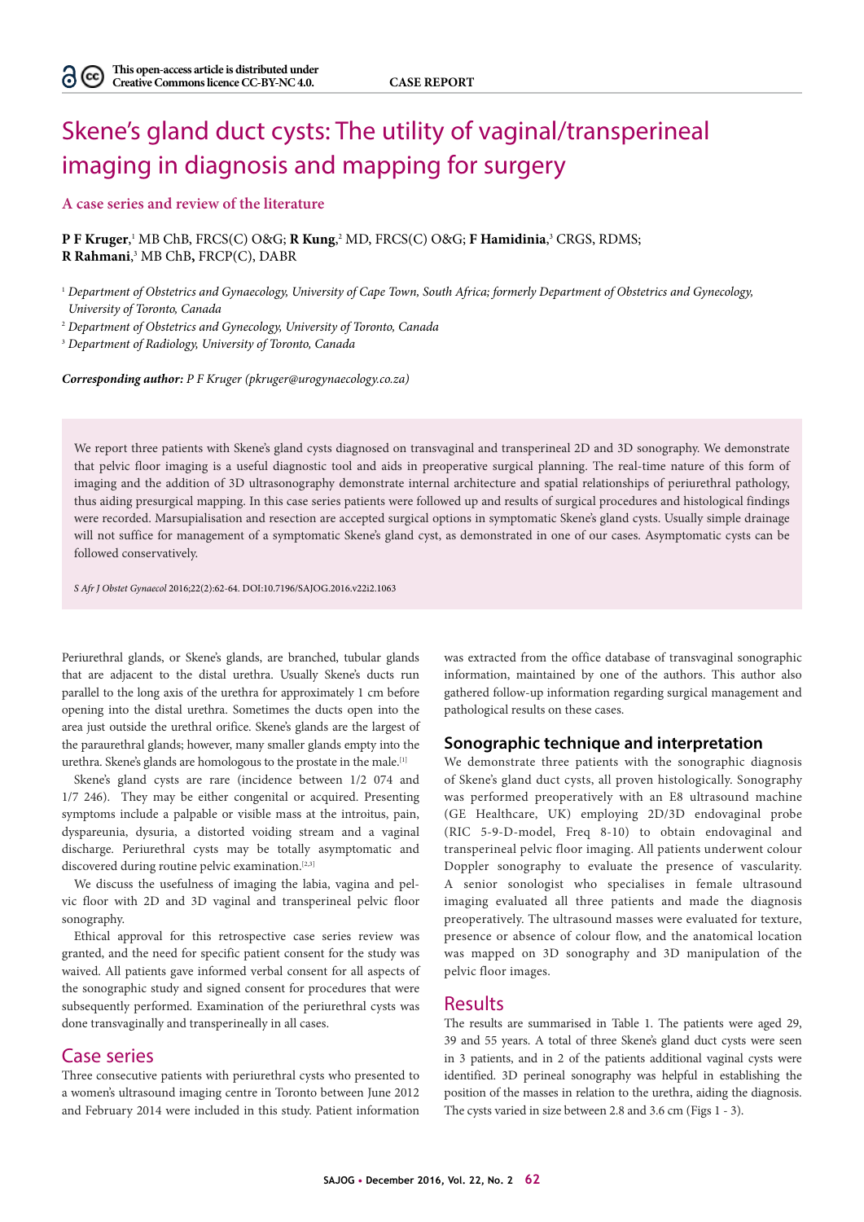# Skene's gland duct cysts: The utility of vaginal/transperineal imaging in diagnosis and mapping for surgery

## A case series and review of the literature

**P F Kruger**,[1] MB ChB, FRCS(C) O&G; **R Kung**,[2] MD, FRCS(C) O&G; **F Hamidinia**,[3] CRGS, RDMS; **R Rahmani**,[3] MB ChB**,** FRCP(C), DABR

[1] *Department of Obstetrics and Gynaecology, University of Cape Town, South Africa; formerly Department of Obstetrics and Gynecology, University of Toronto, Canada*

[2] *Department of Obstetrics and Gynecology, University of Toronto, Canada*

[3] *Department of Radiology, University of Toronto, Canada*

***Corresponding author:*** *P F Kruger (pkruger@urogynaecology.co.za)*

We report three patients with Skene's gland cysts diagnosed on transvaginal and transperineal 2D and 3D sonography. We demonstrate that pelvic floor imaging is a useful diagnostic tool and aids in preoperative surgical planning. The real-time nature of this form of imaging and the addition of 3D ultrasonography demonstrate internal architecture and spatial relationships of periurethral pathology, thus aiding presurgical mapping. In this case series patients were followed up and results of surgical procedures and histological findings were recorded. Marsupialisation and resection are accepted surgical options in symptomatic Skene's gland cysts. Usually simple drainage will not suffice for management of a symptomatic Skene's gland cyst, as demonstrated in one of our cases. Asymptomatic cysts can be followed conservatively.

*S Afr J Obstet Gynaecol* 2016;22(2):62-64. DOI:10.7196/SAJOG.2016.v22i2.1063

Periurethral glands, or Skene's glands, are branched, tubular glands that are adjacent to the distal urethra. Usually Skene's ducts run parallel to the long axis of the urethra for approximately 1 cm before opening into the distal urethra. Sometimes the ducts open into the area just outside the urethral orifice. Skene's glands are the largest of the paraurethral glands; however, many smaller glands empty into the urethra. Skene's glands are homologous to the prostate in the male.[1]

Skene's gland cysts are rare (incidence between 1/2 074 and 1/7 246). They may be either congenital or acquired. Presenting symptoms include a palpable or visible mass at the introitus, pain, dyspareunia, dysuria, a distorted voiding stream and a vaginal discharge. Periurethral cysts may be totally asymptomatic and discovered during routine pelvic examination.[2,3]

We discuss the usefulness of imaging the labia, vagina and pelvic floor with 2D and 3D vaginal and transperineal pelvic floor sonography.

Ethical approval for this retrospective case series review was granted, and the need for specific patient consent for the study was waived. All patients gave informed verbal consent for all aspects of the sonographic study and signed consent for procedures that were subsequently performed. Examination of the periurethral cysts was done transvaginally and transperineally in all cases.

## Case series

Three consecutive patients with periurethral cysts who presented to a women's ultrasound imaging centre in Toronto between June 2012 and February 2014 were included in this study. Patient information was extracted from the office database of transvaginal sonographic information, maintained by one of the authors. This author also gathered follow-up information regarding surgical management and pathological results on these cases.

### Sonographic technique and interpretation

We demonstrate three patients with the sonographic diagnosis of Skene's gland duct cysts, all proven histologically. Sonography was performed preoperatively with an E8 ultrasound machine (GE Healthcare, UK) employing 2D/3D endovaginal probe (RIC 5-9-D-model, Freq 8-10) to obtain endovaginal and transperineal pelvic floor imaging. All patients underwent colour Doppler sonography to evaluate the presence of vascularity. A senior sonologist who specialises in female ultrasound imaging evaluated all three patients and made the diagnosis preoperatively. The ultrasound masses were evaluated for texture, presence or absence of colour flow, and the anatomical location was mapped on 3D sonography and 3D manipulation of the pelvic floor images.

## Results

The results are summarised in Table 1. The patients were aged 29, 39 and 55 years. A total of three Skene's gland duct cysts were seen in 3 patients, and in 2 of the patients additional vaginal cysts were identified. 3D perineal sonography was helpful in establishing the position of the masses in relation to the urethra, aiding the diagnosis. The cysts varied in size between 2.8 and 3.6 cm (Figs 1 - 3).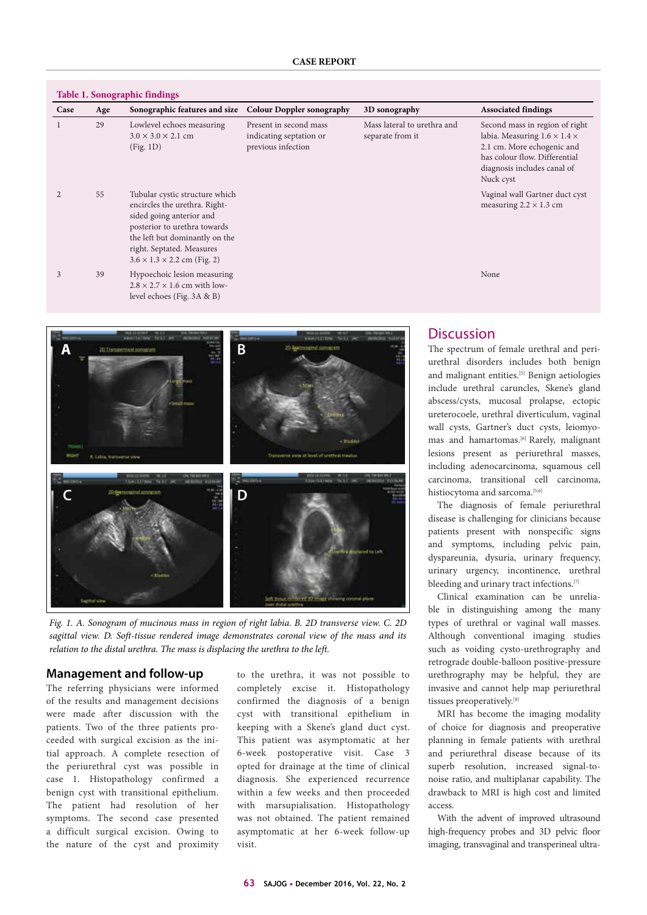**Table 1. Sonographic findings**

| Case | Age | Sonographic features and size | Colour Doppler sonography | 3D sonography | Associated findings |
|---|---|---|---|---|---|
| 1 | 29 | Lowlevel echoes measuring 3.0 × 3.0 × 2.1 cm (Fig. 1D) | Present in second mass indicating septation or previous infection | Mass lateral to urethra and separate from it | Second mass in region of right labia. Measuring 1.6 × 1.4 × 2.1 cm. More echogenic and has colour flow. Differential diagnosis includes canal of Nuck cyst |
| 2 | 55 | Tubular cystic structure which encircles the urethra. Right-sided going anterior and posterior to urethra towards the left but dominantly on the right. Septated. Measures 3.6 × 1.3 × 2.2 cm (Fig. 2) | | | Vaginal wall Gartner duct cyst measuring 2.2 × 1.3 cm |
| 3 | 39 | Hypoechoic lesion measuring 2.8 × 2.7 × 1.6 cm with low-level echoes (Fig. 3A & B) | | | None |

*Fig. 1. A. Sonogram of mucinous mass in region of right labia. B. 2D transverse view. C. 2D sagittal view. D. Soft-tissue rendered image demonstrates coronal view of the mass and its relation to the distal urethra. The mass is displacing the urethra to the left.*

## Management and follow-up

The referring physicians were informed of the results and management decisions were made after discussion with the patients. Two of the three patients proceeded with surgical excision as the initial approach. A complete resection of the periurethral cyst was possible in case 1. Histopathology confirmed a benign cyst with transitional epithelium. The patient had resolution of her symptoms. The second case presented a difficult surgical excision. Owing to the nature of the cyst and proximity to the urethra, it was not possible to completely excise it. Histopathology confirmed the diagnosis of a benign cyst with transitional epithelium in keeping with a Skene's gland duct cyst. This patient was asymptomatic at her 6-week postoperative visit. Case 3 opted for drainage at the time of clinical diagnosis. She experienced recurrence within a few weeks and then proceeded with marsupialisation. Histopathology was not obtained. The patient remained asymptomatic at her 6-week follow-up visit.

## Discussion

The spectrum of female urethral and periurethral disorders includes both benign and malignant entities.[5] Benign aetiologies include urethral caruncles, Skene's gland abscess/cysts, mucosal prolapse, ectopic ureterocoele, urethral diverticulum, vaginal wall cysts, Gartner's duct cysts, leiomyomas and hamartomas.[6] Rarely, malignant lesions present as periurethral masses, including adenocarcinoma, squamous cell carcinoma, transitional cell carcinoma, histiocytoma and sarcoma.[5,6]

The diagnosis of female periurethral disease is challenging for clinicians because patients present with nonspecific signs and symptoms, including pelvic pain, dyspareunia, dysuria, urinary frequency, urinary urgency, incontinence, urethral bleeding and urinary tract infections.[7]

Clinical examination can be unreliable in distinguishing among the many types of urethral or vaginal wall masses. Although conventional imaging studies such as voiding cysto-urethrography and retrograde double-balloon positive-pressure urethrography may be helpful, they are invasive and cannot help map periurethral tissues preoperatively.[8]

MRI has become the imaging modality of choice for diagnosis and preoperative planning in female patients with urethral and periurethral disease because of its superb resolution, increased signal-to-noise ratio, and multiplanar capability. The drawback to MRI is high cost and limited access.

With the advent of improved ultrasound high-frequency probes and 3D pelvic floor imaging, transvaginal and transperineal ultra-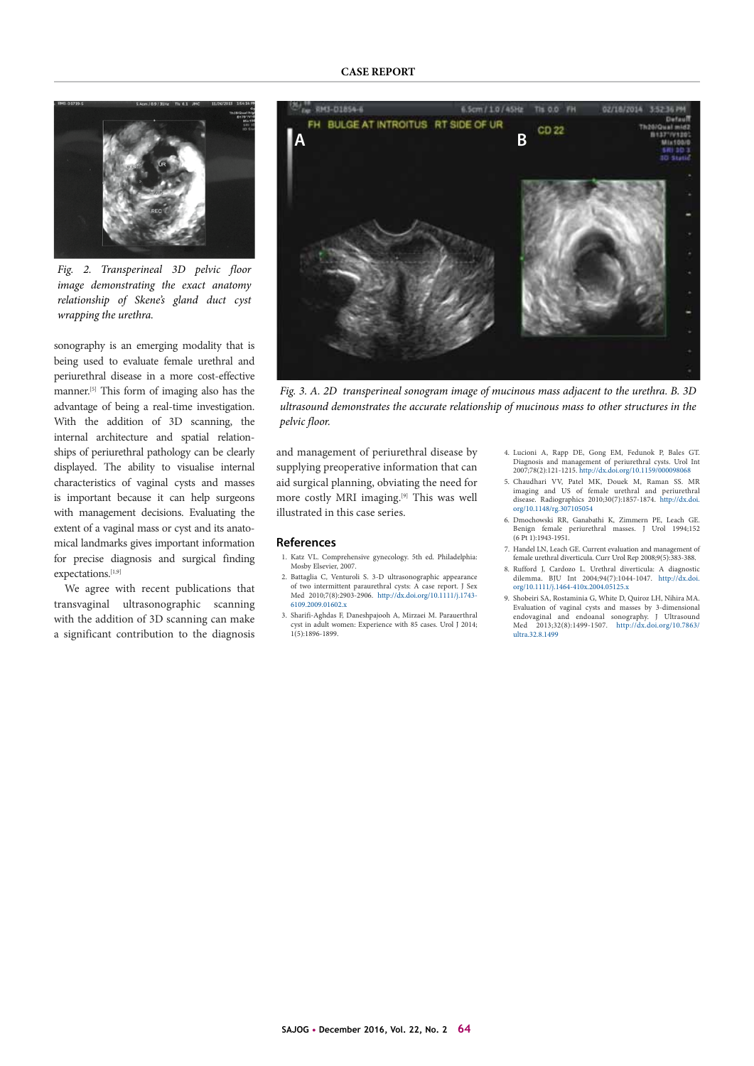*Fig. 2. Transperineal 3D pelvic floor image demonstrating the exact anatomy relationship of Skene's gland duct cyst wrapping the urethra.*

*Fig. 3. A. 2D transperineal sonogram image of mucinous mass adjacent to the urethra. B. 3D ultrasound demonstrates the accurate relationship of mucinous mass to other structures in the pelvic floor.*

sonography is an emerging modality that is being used to evaluate female urethral and periurethral disease in a more cost-effective manner.[5] This form of imaging also has the advantage of being a real-time investigation. With the addition of 3D scanning, the internal architecture and spatial relationships of periurethral pathology can be clearly displayed. The ability to visualise internal characteristics of vaginal cysts and masses is important because it can help surgeons with management decisions. Evaluating the extent of a vaginal mass or cyst and its anatomical landmarks gives important information for precise diagnosis and surgical finding expectations.[1,9]

We agree with recent publications that transvaginal ultrasonographic scanning with the addition of 3D scanning can make a significant contribution to the diagnosis and management of periurethral disease by supplying preoperative information that can aid surgical planning, obviating the need for more costly MRI imaging.[9] This was well illustrated in this case series.

## References

1. Katz VL. Comprehensive gynecology. 5th ed. Philadelphia: Mosby Elsevier, 2007.
2. Battaglia C, Venturoli S. 3-D ultrasonographic appearance of two intermittent paraurethral cysts: A case report. J Sex Med 2010;7(8):2903-2906. http://dx.doi.org/10.1111/j.1743-6109.2009.01602.x
3. Sharifi-Aghdas F, Daneshpajooh A, Mirzaei M. Parauerthral cyst in adult women: Experience with 85 cases. Urol J 2014; 1(5):1896-1899.
4. Lucioni A, Rapp DE, Gong EM, Fedunok P, Bales GT. Diagnosis and management of periurethral cysts. Urol Int 2007;78(2):121-1215. http://dx.doi.org/10.1159/000098068
5. Chaudhari VV, Patel MK, Douek M, Raman SS. MR imaging and US of female urethral and periurethral disease. Radiographics 2010;30(7):1857-1874. http://dx.doi.org/10.1148/rg.307105054
6. Dmochowski RR, Ganabathi K, Zimmern PE, Leach GE. Benign female periurethral masses. J Urol 1994;152 (6 Pt 1):1943-1951.
7. Handel LN, Leach GE. Current evaluation and management of female urethral diverticula. Curr Urol Rep 2008;9(5):383-388.
8. Rufford J, Cardozo L. Urethral diverticula: A diagnostic dilemma. BJU Int 2004;94(7):1044-1047. http://dx.doi.org/10.1111/j.1464-410x.2004.05125.x
9. Shobeiri SA, Rostaminia G, White D, Quiroz LH, Nihira MA. Evaluation of vaginal cysts and masses by 3-dimensional endovaginal and endoanal sonography. J Ultrasound Med 2013;32(8):1499-1507. http://dx.doi.org/10.7863/ultra.32.8.1499